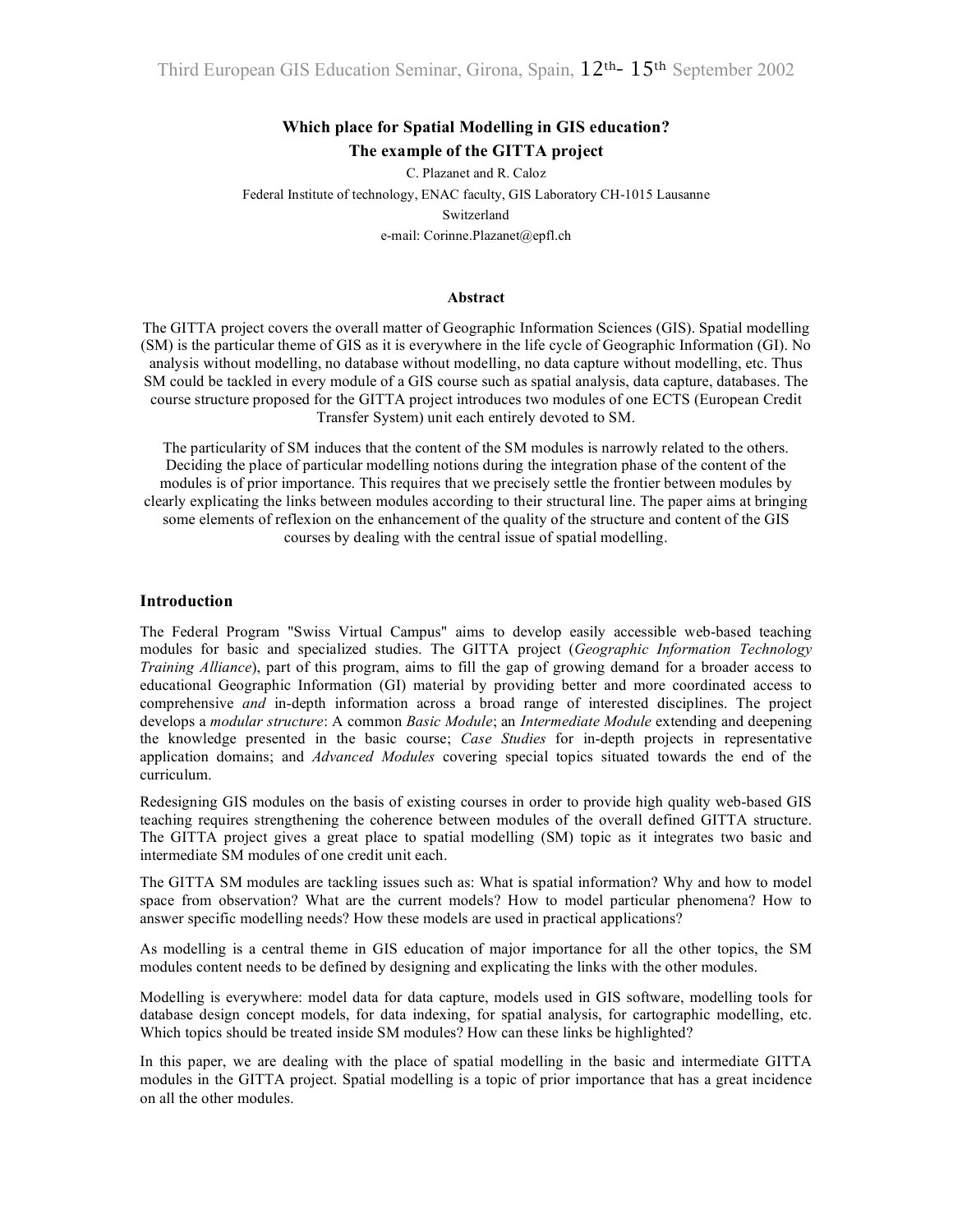# Which place for Spatial Modelling in GIS education?
# The example of the GITTA project

C. Plazanet and R. Caloz

Federal Institute of technology, ENAC faculty, GIS Laboratory CH-1015 Lausanne

Switzerland

e-mail: Corinne.Plazanet@epfl.ch

### Abstract

The GITTA project covers the overall matter of Geographic Information Sciences (GIS). Spatial modelling (SM) is the particular theme of GIS as it is everywhere in the life cycle of Geographic Information (GI). No analysis without modelling, no database without modelling, no data capture without modelling, etc. Thus SM could be tackled in every module of a GIS course such as spatial analysis, data capture, databases. The course structure proposed for the GITTA project introduces two modules of one ECTS (European Credit Transfer System) unit each entirely devoted to SM.

The particularity of SM induces that the content of the SM modules is narrowly related to the others. Deciding the place of particular modelling notions during the integration phase of the content of the modules is of prior importance. This requires that we precisely settle the frontier between modules by clearly explicating the links between modules according to their structural line. The paper aims at bringing some elements of reflexion on the enhancement of the quality of the structure and content of the GIS courses by dealing with the central issue of spatial modelling.

## Introduction

The Federal Program "Swiss Virtual Campus" aims to develop easily accessible web-based teaching modules for basic and specialized studies. The GITTA project (*Geographic Information Technology Training Alliance*), part of this program, aims to fill the gap of growing demand for a broader access to educational Geographic Information (GI) material by providing better and more coordinated access to comprehensive *and* in-depth information across a broad range of interested disciplines. The project develops a *modular structure*: A common *Basic Module*; an *Intermediate Module* extending and deepening the knowledge presented in the basic course; *Case Studies* for in-depth projects in representative application domains; and *Advanced Modules* covering special topics situated towards the end of the curriculum.

Redesigning GIS modules on the basis of existing courses in order to provide high quality web-based GIS teaching requires strengthening the coherence between modules of the overall defined GITTA structure. The GITTA project gives a great place to spatial modelling (SM) topic as it integrates two basic and intermediate SM modules of one credit unit each.

The GITTA SM modules are tackling issues such as: What is spatial information? Why and how to model space from observation? What are the current models? How to model particular phenomena? How to answer specific modelling needs? How these models are used in practical applications?

As modelling is a central theme in GIS education of major importance for all the other topics, the SM modules content needs to be defined by designing and explicating the links with the other modules.

Modelling is everywhere: model data for data capture, models used in GIS software, modelling tools for database design concept models, for data indexing, for spatial analysis, for cartographic modelling, etc. Which topics should be treated inside SM modules? How can these links be highlighted?

In this paper, we are dealing with the place of spatial modelling in the basic and intermediate GITTA modules in the GITTA project. Spatial modelling is a topic of prior importance that has a great incidence on all the other modules.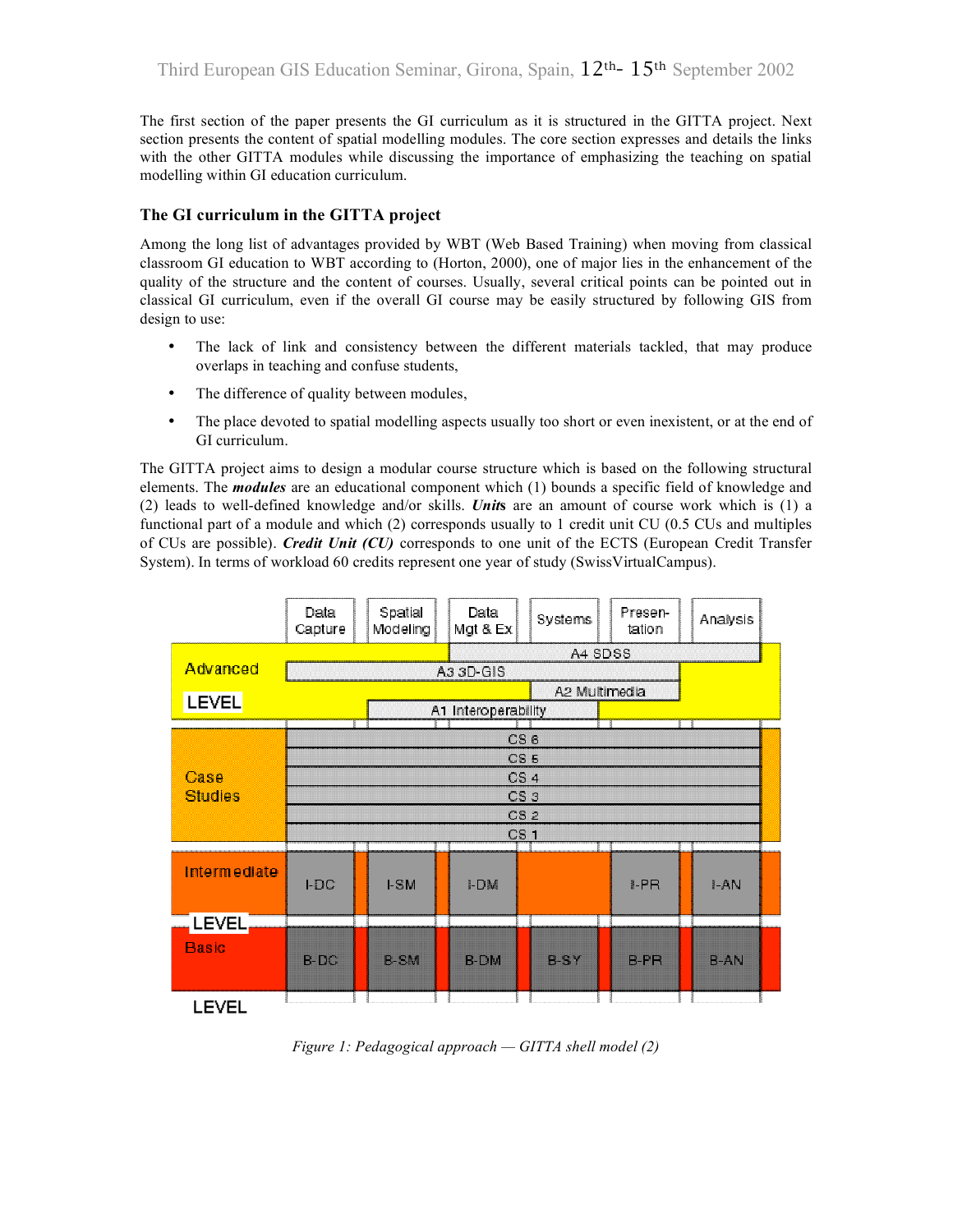The first section of the paper presents the GI curriculum as it is structured in the GITTA project. Next section presents the content of spatial modelling modules. The core section expresses and details the links with the other GITTA modules while discussing the importance of emphasizing the teaching on spatial modelling within GI education curriculum.

### The GI curriculum in the GITTA project

Among the long list of advantages provided by WBT (Web Based Training) when moving from classical classroom GI education to WBT according to (Horton, 2000), one of major lies in the enhancement of the quality of the structure and the content of courses. Usually, several critical points can be pointed out in classical GI curriculum, even if the overall GI course may be easily structured by following GIS from design to use:

- The lack of link and consistency between the different materials tackled, that may produce overlaps in teaching and confuse students,
- The difference of quality between modules,
- The place devoted to spatial modelling aspects usually too short or even inexistent, or at the end of GI curriculum.

The GITTA project aims to design a modular course structure which is based on the following structural elements. The ***modules*** are an educational component which (1) bounds a specific field of knowledge and (2) leads to well-defined knowledge and/or skills. ***Unit***s are an amount of course work which is (1) a functional part of a module and which (2) corresponds usually to 1 credit unit CU (0.5 CUs and multiples of CUs are possible). ***Credit Unit (CU)*** corresponds to one unit of the ECTS (European Credit Transfer System). In terms of workload 60 credits represent one year of study (SwissVirtualCampus).

| | Data Capture | Spatial Modeling | Data Mgt & Ex | Systems | Presen-tation | Analysis |
|---|---|---|---|---|---|---|
| Advanced LEVEL | | | A4 SDSS | | | |
| | A3 3D-GIS | | | | | |
| | | | | A2 Multimedia | | |
| | | A1 Interoperability | | | | |
| Case Studies | CS 6 | | | | | |
| | CS 5 | | | | | |
| | CS 4 | | | | | |
| | CS 3 | | | | | |
| | CS 2 | | | | | |
| | CS 1 | | | | | |
| Intermediate LEVEL | I-DC | I-SM | I-DM | | I-PR | I-AN |
| Basic LEVEL | B-DC | B-SM | B-DM | B-SY | B-PR | B-AN |

*Figure 1: Pedagogical approach — GITTA shell model (2)*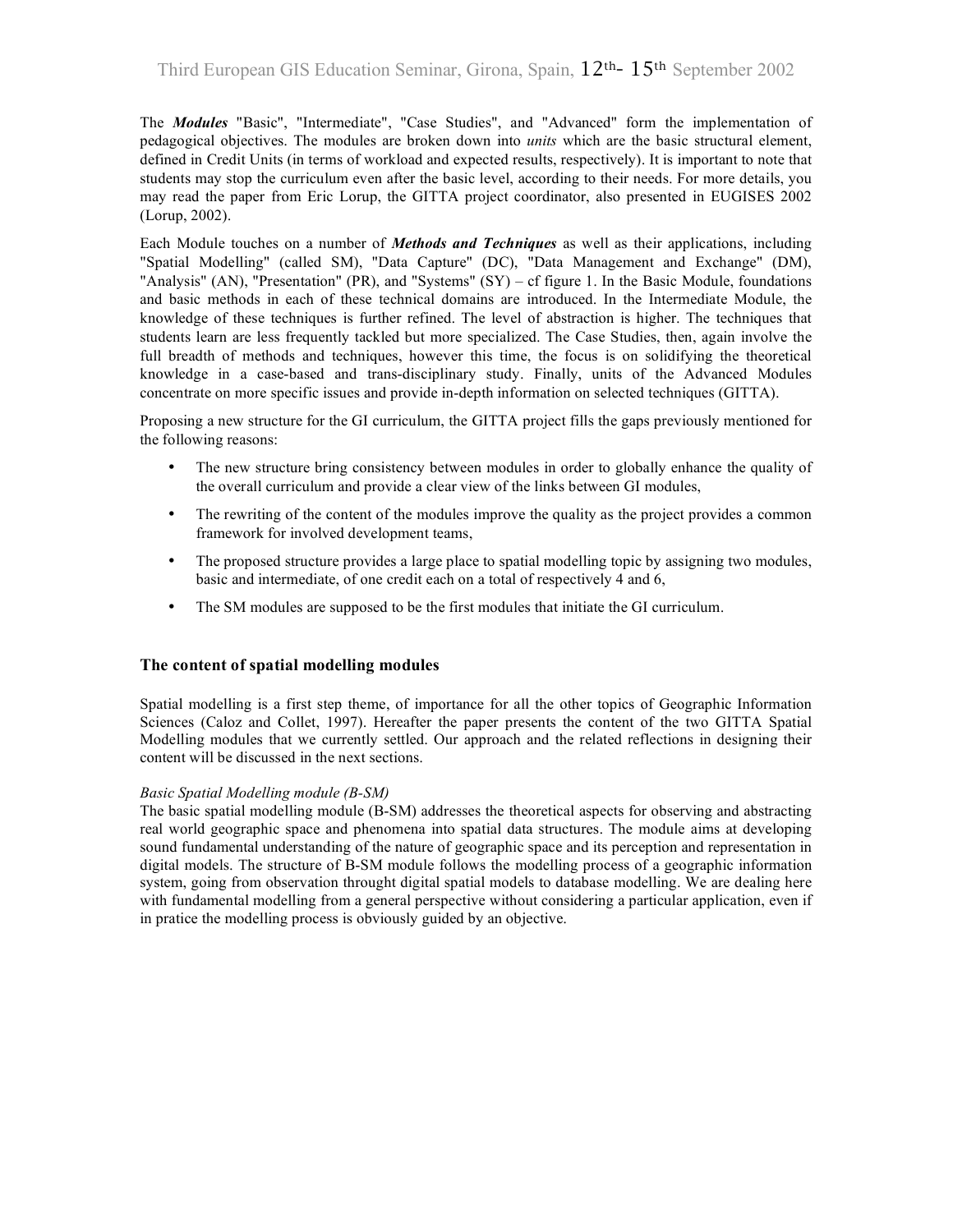The ***Modules*** "Basic", "Intermediate", "Case Studies", and "Advanced" form the implementation of pedagogical objectives. The modules are broken down into *units* which are the basic structural element, defined in Credit Units (in terms of workload and expected results, respectively). It is important to note that students may stop the curriculum even after the basic level, according to their needs. For more details, you may read the paper from Eric Lorup, the GITTA project coordinator, also presented in EUGISES 2002 (Lorup, 2002).

Each Module touches on a number of ***Methods and Techniques*** as well as their applications, including "Spatial Modelling" (called SM), "Data Capture" (DC), "Data Management and Exchange" (DM), "Analysis" (AN), "Presentation" (PR), and "Systems" (SY) – cf figure 1. In the Basic Module, foundations and basic methods in each of these technical domains are introduced. In the Intermediate Module, the knowledge of these techniques is further refined. The level of abstraction is higher. The techniques that students learn are less frequently tackled but more specialized. The Case Studies, then, again involve the full breadth of methods and techniques, however this time, the focus is on solidifying the theoretical knowledge in a case-based and trans-disciplinary study. Finally, units of the Advanced Modules concentrate on more specific issues and provide in-depth information on selected techniques (GITTA).

Proposing a new structure for the GI curriculum, the GITTA project fills the gaps previously mentioned for the following reasons:

- The new structure bring consistency between modules in order to globally enhance the quality of the overall curriculum and provide a clear view of the links between GI modules,
- The rewriting of the content of the modules improve the quality as the project provides a common framework for involved development teams,
- The proposed structure provides a large place to spatial modelling topic by assigning two modules, basic and intermediate, of one credit each on a total of respectively 4 and 6,
- The SM modules are supposed to be the first modules that initiate the GI curriculum.

## The content of spatial modelling modules

Spatial modelling is a first step theme, of importance for all the other topics of Geographic Information Sciences (Caloz and Collet, 1997). Hereafter the paper presents the content of the two GITTA Spatial Modelling modules that we currently settled. Our approach and the related reflections in designing their content will be discussed in the next sections.

*Basic Spatial Modelling module (B-SM)*

The basic spatial modelling module (B-SM) addresses the theoretical aspects for observing and abstracting real world geographic space and phenomena into spatial data structures. The module aims at developing sound fundamental understanding of the nature of geographic space and its perception and representation in digital models. The structure of B-SM module follows the modelling process of a geographic information system, going from observation throught digital spatial models to database modelling. We are dealing here with fundamental modelling from a general perspective without considering a particular application, even if in pratice the modelling process is obviously guided by an objective.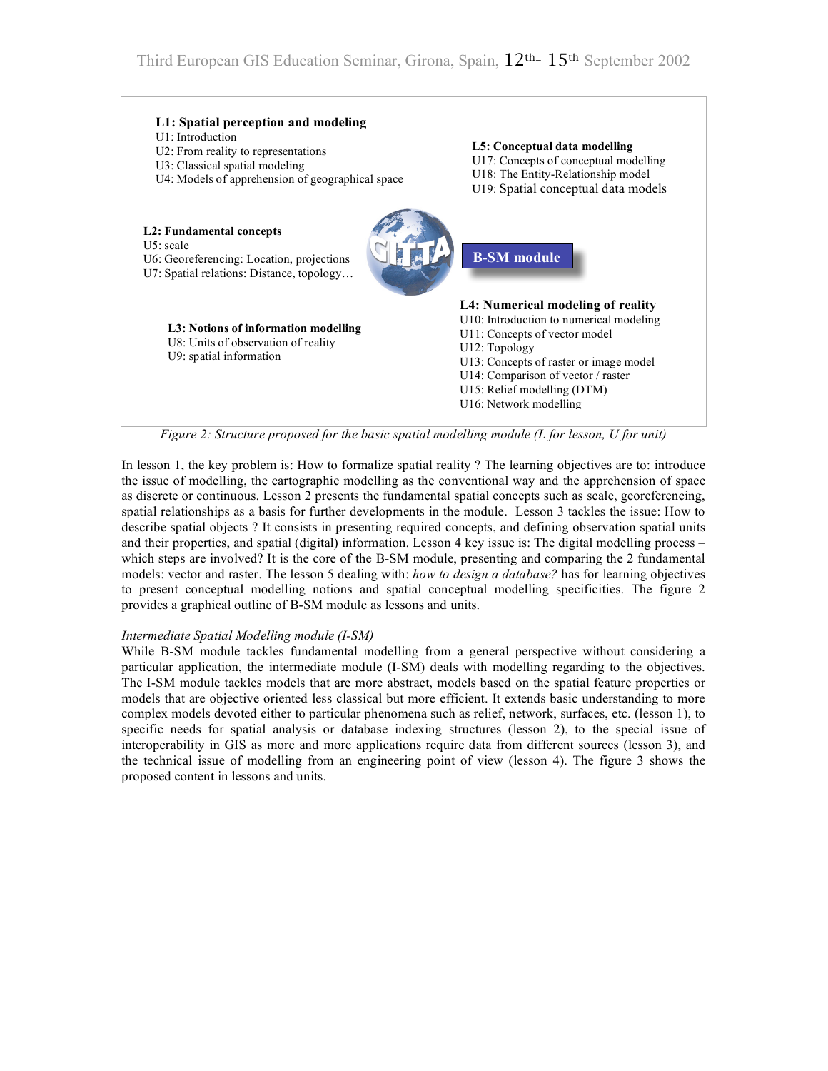**L1: Spatial perception and modeling**
U1: Introduction
U2: From reality to representations
U3: Classical spatial modeling
U4: Models of apprehension of geographical space

**L5: Conceptual data modelling**
U17: Concepts of conceptual modelling
U18: The Entity-Relationship model
U19: Spatial conceptual data models

**L2: Fundamental concepts**
U5: scale
U6: Georeferencing: Location, projections
U7: Spatial relations: Distance, topology…

**B-SM module**

**L4: Numerical modeling of reality**
U10: Introduction to numerical modeling
U11: Concepts of vector model
U12: Topology
U13: Concepts of raster or image model
U14: Comparison of vector / raster
U15: Relief modelling (DTM)
U16: Network modelling

**L3: Notions of information modelling**
U8: Units of observation of reality
U9: spatial information

*Figure 2: Structure proposed for the basic spatial modelling module (L for lesson, U for unit)*

In lesson 1, the key problem is: How to formalize spatial reality ? The learning objectives are to: introduce the issue of modelling, the cartographic modelling as the conventional way and the apprehension of space as discrete or continuous. Lesson 2 presents the fundamental spatial concepts such as scale, georeferencing, spatial relationships as a basis for further developments in the module. Lesson 3 tackles the issue: How to describe spatial objects ? It consists in presenting required concepts, and defining observation spatial units and their properties, and spatial (digital) information. Lesson 4 key issue is: The digital modelling process – which steps are involved? It is the core of the B-SM module, presenting and comparing the 2 fundamental models: vector and raster. The lesson 5 dealing with: *how to design a database?* has for learning objectives to present conceptual modelling notions and spatial conceptual modelling specificities. The figure 2 provides a graphical outline of B-SM module as lessons and units.

*Intermediate Spatial Modelling module (I-SM)*

While B-SM module tackles fundamental modelling from a general perspective without considering a particular application, the intermediate module (I-SM) deals with modelling regarding to the objectives. The I-SM module tackles models that are more abstract, models based on the spatial feature properties or models that are objective oriented less classical but more efficient. It extends basic understanding to more complex models devoted either to particular phenomena such as relief, network, surfaces, etc. (lesson 1), to specific needs for spatial analysis or database indexing structures (lesson 2), to the special issue of interoperability in GIS as more and more applications require data from different sources (lesson 3), and the technical issue of modelling from an engineering point of view (lesson 4). The figure 3 shows the proposed content in lessons and units.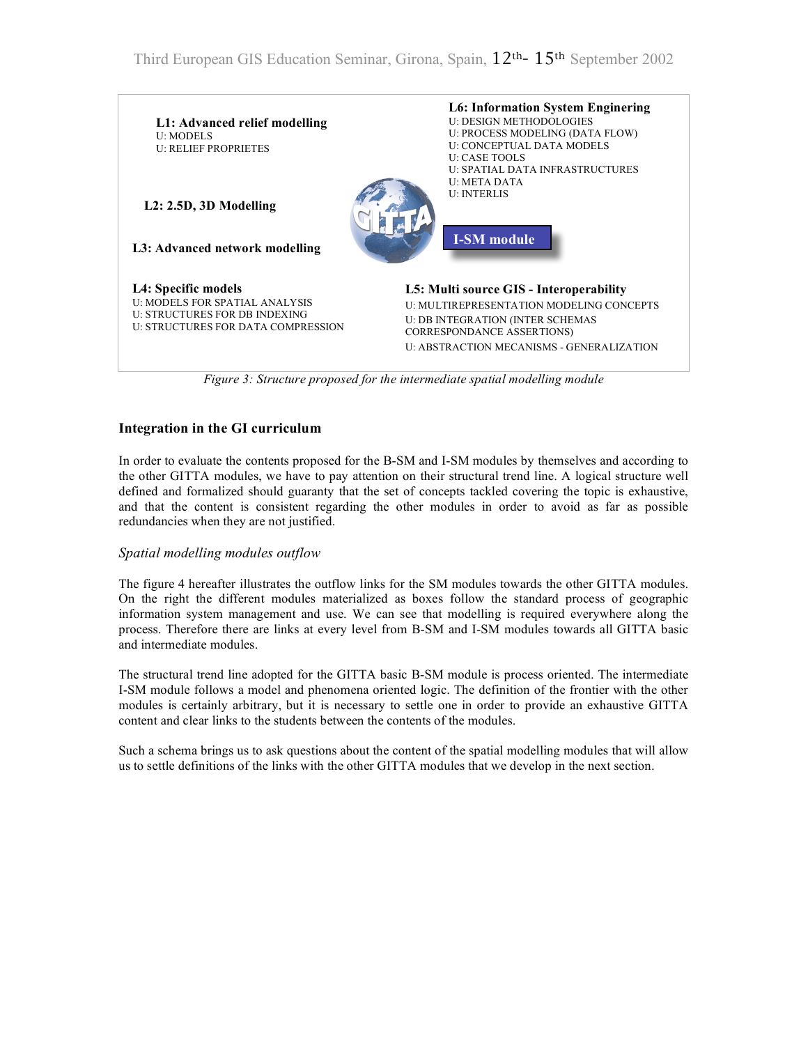**L1: Advanced relief modelling**
U: MODELS
U: RELIEF PROPRIETES

**L2: 2.5D, 3D Modelling**

**L3: Advanced network modelling**

**L4: Specific models**
U: MODELS FOR SPATIAL ANALYSIS
U: STRUCTURES FOR DB INDEXING
U: STRUCTURES FOR DATA COMPRESSION

**L6: Information System Enginering**
U: DESIGN METHODOLOGIES
U: PROCESS MODELING (DATA FLOW)
U: CONCEPTUAL DATA MODELS
U: CASE TOOLS
U: SPATIAL DATA INFRASTRUCTURES
U: META DATA
U: INTERLIS

**I-SM module**

**L5: Multi source GIS - Interoperability**
U: MULTIREPRESENTATION MODELING CONCEPTS
U: DB INTEGRATION (INTER SCHEMAS CORRESPONDANCE ASSERTIONS)
U: ABSTRACTION MECANISMS - GENERALIZATION

*Figure 3: Structure proposed for the intermediate spatial modelling module*

## Integration in the GI curriculum

In order to evaluate the contents proposed for the B-SM and I-SM modules by themselves and according to the other GITTA modules, we have to pay attention on their structural trend line. A logical structure well defined and formalized should guaranty that the set of concepts tackled covering the topic is exhaustive, and that the content is consistent regarding the other modules in order to avoid as far as possible redundancies when they are not justified.

### *Spatial modelling modules outflow*

The figure 4 hereafter illustrates the outflow links for the SM modules towards the other GITTA modules. On the right the different modules materialized as boxes follow the standard process of geographic information system management and use. We can see that modelling is required everywhere along the process. Therefore there are links at every level from B-SM and I-SM modules towards all GITTA basic and intermediate modules.

The structural trend line adopted for the GITTA basic B-SM module is process oriented. The intermediate I-SM module follows a model and phenomena oriented logic. The definition of the frontier with the other modules is certainly arbitrary, but it is necessary to settle one in order to provide an exhaustive GITTA content and clear links to the students between the contents of the modules.

Such a schema brings us to ask questions about the content of the spatial modelling modules that will allow us to settle definitions of the links with the other GITTA modules that we develop in the next section.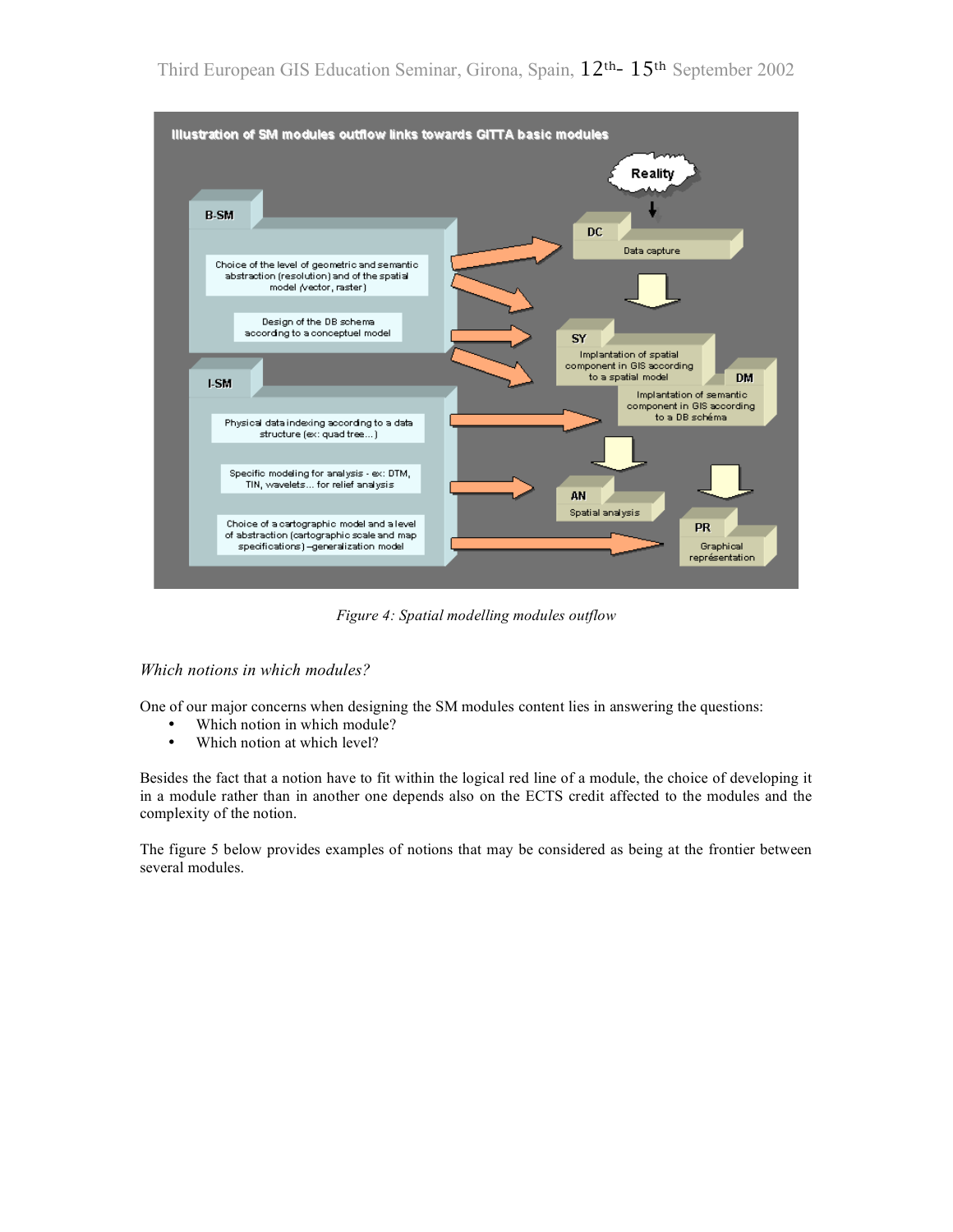*Figure 4: Spatial modelling modules outflow*

### *Which notions in which modules?*

One of our major concerns when designing the SM modules content lies in answering the questions:

- Which notion in which module?
- Which notion at which level?

Besides the fact that a notion have to fit within the logical red line of a module, the choice of developing it in a module rather than in another one depends also on the ECTS credit affected to the modules and the complexity of the notion.

The figure 5 below provides examples of notions that may be considered as being at the frontier between several modules.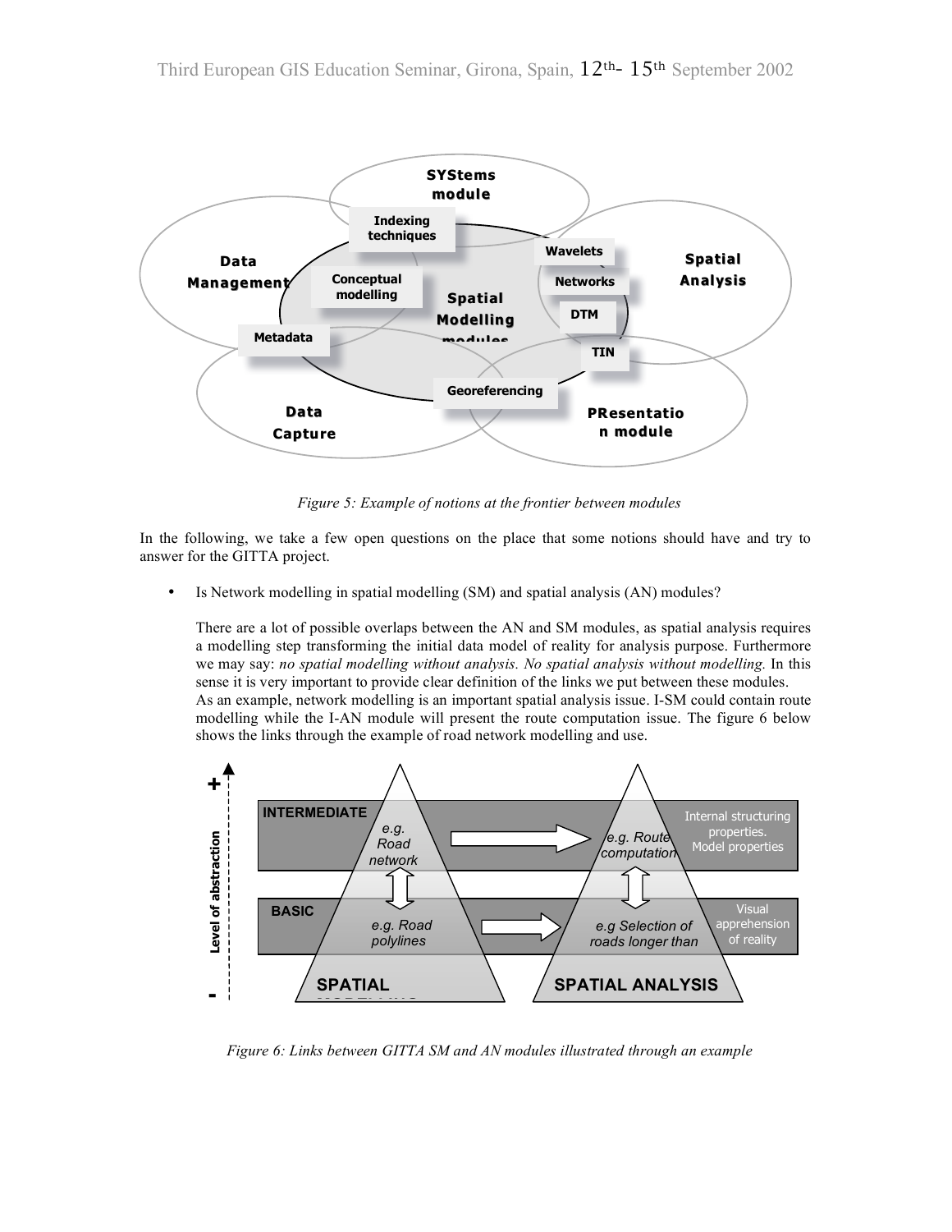*Figure 5: Example of notions at the frontier between modules*

In the following, we take a few open questions on the place that some notions should have and try to answer for the GITTA project.

- Is Network modelling in spatial modelling (SM) and spatial analysis (AN) modules?

  There are a lot of possible overlaps between the AN and SM modules, as spatial analysis requires a modelling step transforming the initial data model of reality for analysis purpose. Furthermore we may say: *no spatial modelling without analysis. No spatial analysis without modelling.* In this sense it is very important to provide clear definition of the links we put between these modules.
  As an example, network modelling is an important spatial analysis issue. I-SM could contain route modelling while the I-AN module will present the route computation issue. The figure 6 below shows the links through the example of road network modelling and use.

*Figure 6: Links between GITTA SM and AN modules illustrated through an example*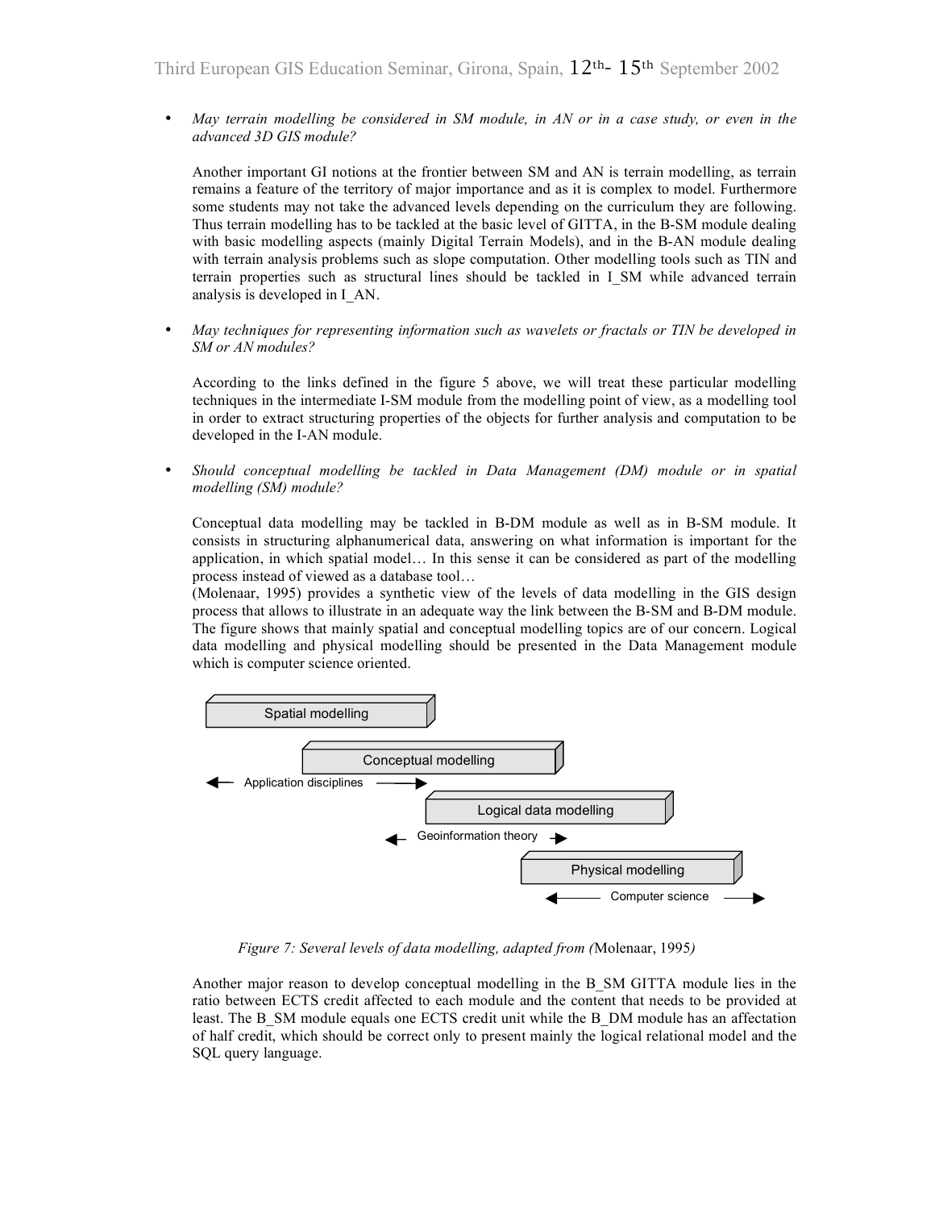- *May terrain modelling be considered in SM module, in AN or in a case study, or even in the advanced 3D GIS module?*

  Another important GI notions at the frontier between SM and AN is terrain modelling, as terrain remains a feature of the territory of major importance and as it is complex to model. Furthermore some students may not take the advanced levels depending on the curriculum they are following. Thus terrain modelling has to be tackled at the basic level of GITTA, in the B-SM module dealing with basic modelling aspects (mainly Digital Terrain Models), and in the B-AN module dealing with terrain analysis problems such as slope computation. Other modelling tools such as TIN and terrain properties such as structural lines should be tackled in I_SM while advanced terrain analysis is developed in I_AN.

- *May techniques for representing information such as wavelets or fractals or TIN be developed in SM or AN modules?*

  According to the links defined in the figure 5 above, we will treat these particular modelling techniques in the intermediate I-SM module from the modelling point of view, as a modelling tool in order to extract structuring properties of the objects for further analysis and computation to be developed in the I-AN module.

- *Should conceptual modelling be tackled in Data Management (DM) module or in spatial modelling (SM) module?*

  Conceptual data modelling may be tackled in B-DM module as well as in B-SM module. It consists in structuring alphanumerical data, answering on what information is important for the application, in which spatial model… In this sense it can be considered as part of the modelling process instead of viewed as a database tool…
  (Molenaar, 1995) provides a synthetic view of the levels of data modelling in the GIS design process that allows to illustrate in an adequate way the link between the B-SM and B-DM module. The figure shows that mainly spatial and conceptual modelling topics are of our concern. Logical data modelling and physical modelling should be presented in the Data Management module which is computer science oriented.

  Spatial modelling

  Conceptual modelling

  ← Application disciplines →

  Logical data modelling

  ← Geoinformation theory →

  Physical modelling

  ← Computer science →

  *Figure 7: Several levels of data modelling, adapted from (*Molenaar, 1995*)*

  Another major reason to develop conceptual modelling in the B_SM GITTA module lies in the ratio between ECTS credit affected to each module and the content that needs to be provided at least. The B_SM module equals one ECTS credit unit while the B_DM module has an affectation of half credit, which should be correct only to present mainly the logical relational model and the SQL query language.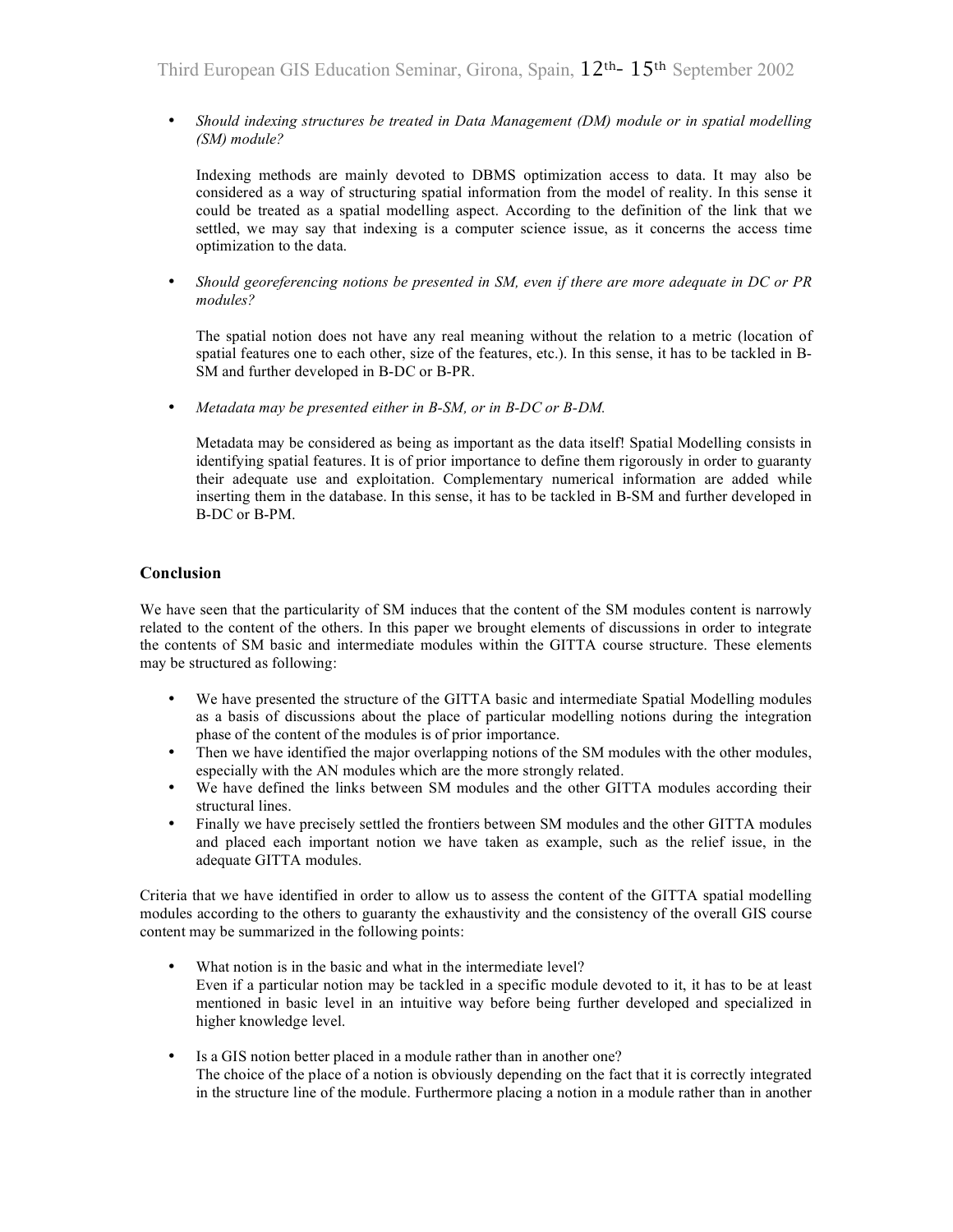- *Should indexing structures be treated in Data Management (DM) module or in spatial modelling (SM) module?*

  Indexing methods are mainly devoted to DBMS optimization access to data. It may also be considered as a way of structuring spatial information from the model of reality. In this sense it could be treated as a spatial modelling aspect. According to the definition of the link that we settled, we may say that indexing is a computer science issue, as it concerns the access time optimization to the data.

- *Should georeferencing notions be presented in SM, even if there are more adequate in DC or PR modules?*

  The spatial notion does not have any real meaning without the relation to a metric (location of spatial features one to each other, size of the features, etc.). In this sense, it has to be tackled in B-SM and further developed in B-DC or B-PR.

- *Metadata may be presented either in B-SM, or in B-DC or B-DM.*

  Metadata may be considered as being as important as the data itself! Spatial Modelling consists in identifying spatial features. It is of prior importance to define them rigorously in order to guaranty their adequate use and exploitation. Complementary numerical information are added while inserting them in the database. In this sense, it has to be tackled in B-SM and further developed in B-DC or B-PM.

## Conclusion

We have seen that the particularity of SM induces that the content of the SM modules content is narrowly related to the content of the others. In this paper we brought elements of discussions in order to integrate the contents of SM basic and intermediate modules within the GITTA course structure. These elements may be structured as following:

- We have presented the structure of the GITTA basic and intermediate Spatial Modelling modules as a basis of discussions about the place of particular modelling notions during the integration phase of the content of the modules is of prior importance.
- Then we have identified the major overlapping notions of the SM modules with the other modules, especially with the AN modules which are the more strongly related.
- We have defined the links between SM modules and the other GITTA modules according their structural lines.
- Finally we have precisely settled the frontiers between SM modules and the other GITTA modules and placed each important notion we have taken as example, such as the relief issue, in the adequate GITTA modules.

Criteria that we have identified in order to allow us to assess the content of the GITTA spatial modelling modules according to the others to guaranty the exhaustivity and the consistency of the overall GIS course content may be summarized in the following points:

- What notion is in the basic and what in the intermediate level?
  Even if a particular notion may be tackled in a specific module devoted to it, it has to be at least mentioned in basic level in an intuitive way before being further developed and specialized in higher knowledge level.

- Is a GIS notion better placed in a module rather than in another one?
  The choice of the place of a notion is obviously depending on the fact that it is correctly integrated in the structure line of the module. Furthermore placing a notion in a module rather than in another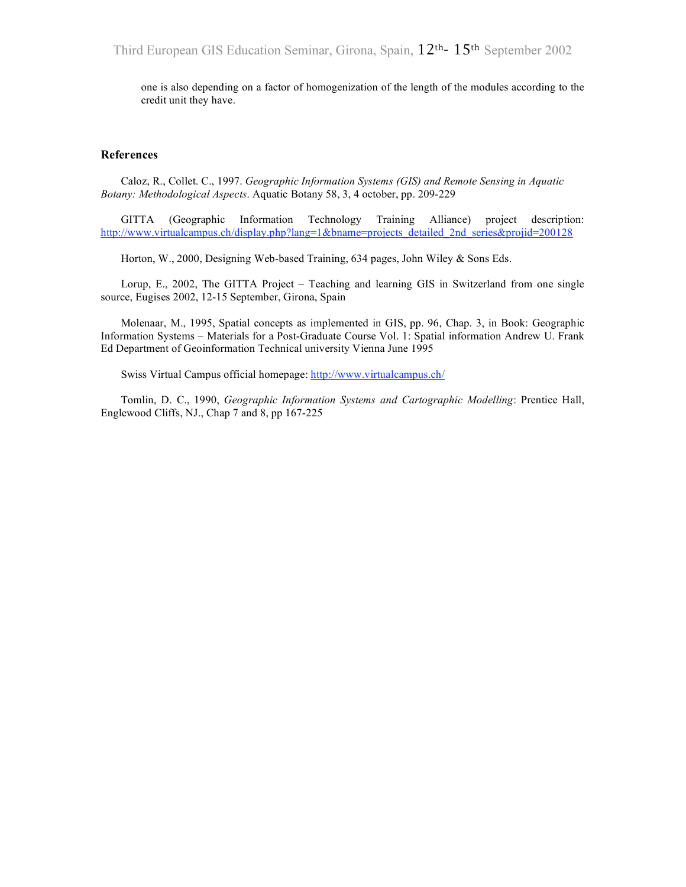one is also depending on a factor of homogenization of the length of the modules according to the credit unit they have.

## References

Caloz, R., Collet. C., 1997. *Geographic Information Systems (GIS) and Remote Sensing in Aquatic Botany: Methodological Aspects*. Aquatic Botany 58, 3, 4 october, pp. 209-229

GITTA (Geographic Information Technology Training Alliance) project description: http://www.virtualcampus.ch/display.php?lang=1&bname=projects_detailed_2nd_series&projid=200128

Horton, W., 2000, Designing Web-based Training, 634 pages, John Wiley & Sons Eds.

Lorup, E., 2002, The GITTA Project – Teaching and learning GIS in Switzerland from one single source, Eugises 2002, 12-15 September, Girona, Spain

Molenaar, M., 1995, Spatial concepts as implemented in GIS, pp. 96, Chap. 3, in Book: Geographic Information Systems – Materials for a Post-Graduate Course Vol. 1: Spatial information Andrew U. Frank Ed Department of Geoinformation Technical university Vienna June 1995

Swiss Virtual Campus official homepage: http://www.virtualcampus.ch/

Tomlin, D. C., 1990, *Geographic Information Systems and Cartographic Modelling*: Prentice Hall, Englewood Cliffs, NJ., Chap 7 and 8, pp 167-225